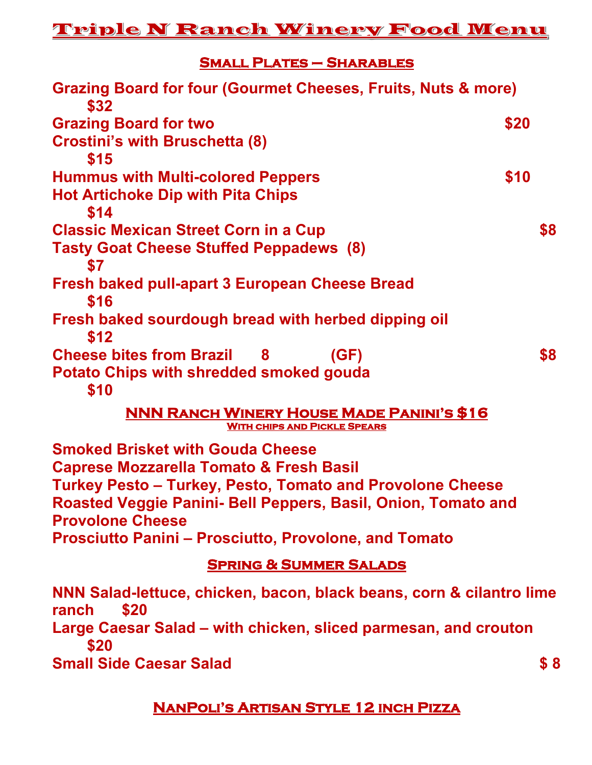# Triple N Ranch Winery Food Menu

## Small Plates – Sharables

**Grazing Board for four (Gourmet Cheeses, Fruits, Nuts & more) $32**
**Grazing Board for two $20**
**Crostini's with Bruschetta (8) $15**
**Hummus with Multi-colored Peppers $10**
**Hot Artichoke Dip with Pita Chips $14**
**Classic Mexican Street Corn in a Cup $8**
**Tasty Goat Cheese Stuffed Peppadews (8) $7**
**Fresh baked pull-apart 3 European Cheese Bread $16**
**Fresh baked sourdough bread with herbed dipping oil $12**
**Cheese bites from Brazil 8 (GF) $8**
**Potato Chips with shredded smoked gouda $10**

## NNN Ranch Winery House Made Panini's $16

### With chips and Pickle Spears

**Smoked Brisket with Gouda Cheese**
**Caprese Mozzarella Tomato & Fresh Basil**
**Turkey Pesto – Turkey, Pesto, Tomato and Provolone Cheese**
**Roasted Veggie Panini- Bell Peppers, Basil, Onion, Tomato and Provolone Cheese**
**Prosciutto Panini – Prosciutto, Provolone, and Tomato**

## Spring & Summer Salads

**NNN Salad-lettuce, chicken, bacon, black beans, corn & cilantro lime ranch $20**
**Large Caesar Salad – with chicken, sliced parmesan, and crouton $20**
**Small Side Caesar Salad $ 8**

## NanPoli's Artisan Style 12 inch Pizza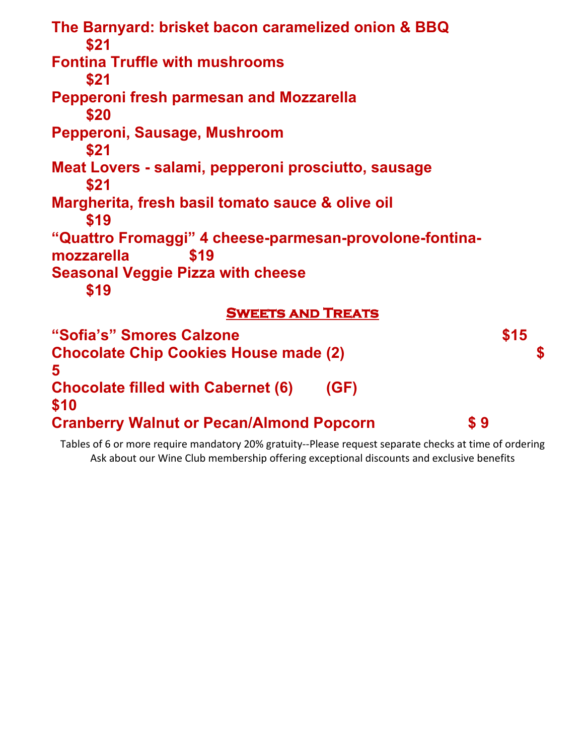**The Barnyard: brisket bacon caramelized onion & BBQ**
**$21**

**Fontina Truffle with mushrooms**
**$21**

**Pepperoni fresh parmesan and Mozzarella**
**$20**

**Pepperoni, Sausage, Mushroom**
**$21**

**Meat Lovers - salami, pepperoni prosciutto, sausage**
**$21**

**Margherita, fresh basil tomato sauce & olive oil**
**$19**

**"Quattro Fromaggi" 4 cheese-parmesan-provolone-fontina-mozzarella $19**

**Seasonal Veggie Pizza with cheese**
**$19**

## Sweets and Treats

**"Sofia's" Smores Calzone $15**

**Chocolate Chip Cookies House made (2) $ 5**

**Chocolate filled with Cabernet (6) (GF) $10**

**Cranberry Walnut or Pecan/Almond Popcorn $ 9**

Tables of 6 or more require mandatory 20% gratuity--Please request separate checks at time of ordering

Ask about our Wine Club membership offering exceptional discounts and exclusive benefits